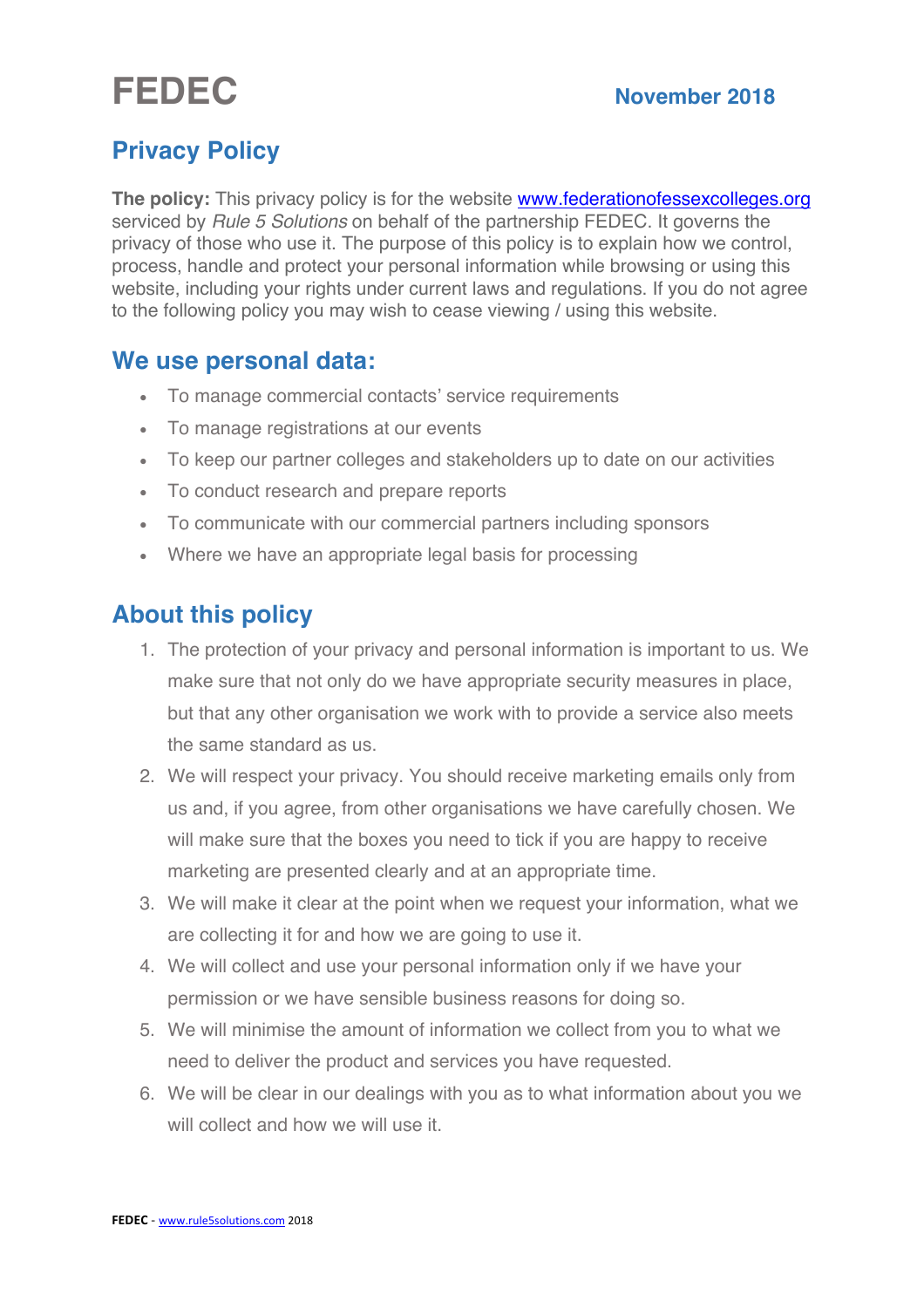# FEDEC

**November 2018**

## Privacy Policy

**The policy:** This privacy policy is for the website [www.federationofessexcolleges.org](http://www.federationofessexcolleges.org) serviced by *Rule 5 Solutions* on behalf of the partnership FEDEC. It governs the privacy of those who use it. The purpose of this policy is to explain how we control, process, handle and protect your personal information while browsing or using this website, including your rights under current laws and regulations. If you do not agree to the following policy you may wish to cease viewing / using this website.

## We use personal data:

- To manage commercial contacts' service requirements
- To manage registrations at our events
- To keep our partner colleges and stakeholders up to date on our activities
- To conduct research and prepare reports
- To communicate with our commercial partners including sponsors
- Where we have an appropriate legal basis for processing

## About this policy

1. The protection of your privacy and personal information is important to us. We make sure that not only do we have appropriate security measures in place, but that any other organisation we work with to provide a service also meets the same standard as us.
2. We will respect your privacy. You should receive marketing emails only from us and, if you agree, from other organisations we have carefully chosen. We will make sure that the boxes you need to tick if you are happy to receive marketing are presented clearly and at an appropriate time.
3. We will make it clear at the point when we request your information, what we are collecting it for and how we are going to use it.
4. We will collect and use your personal information only if we have your permission or we have sensible business reasons for doing so.
5. We will minimise the amount of information we collect from you to what we need to deliver the product and services you have requested.
6. We will be clear in our dealings with you as to what information about you we will collect and how we will use it.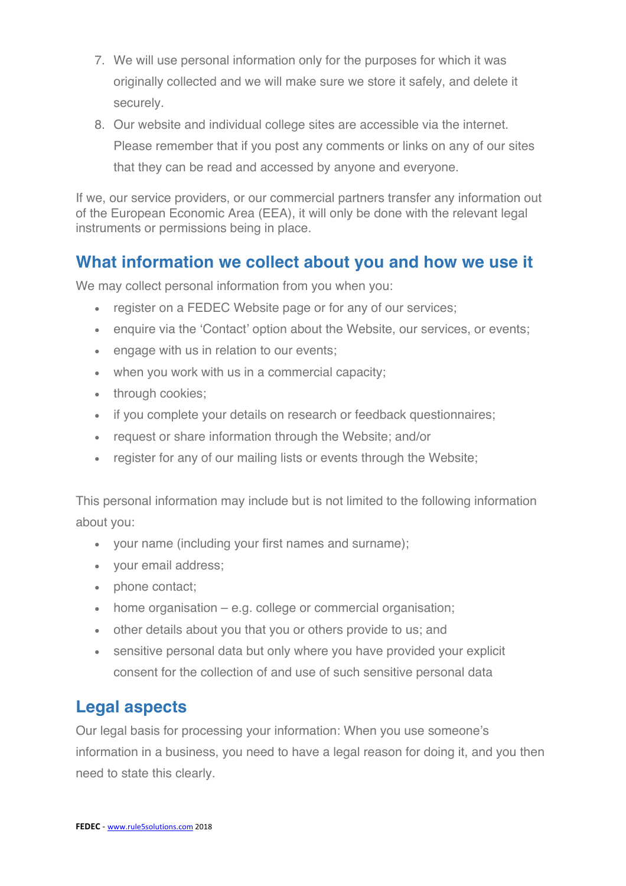7. We will use personal information only for the purposes for which it was originally collected and we will make sure we store it safely, and delete it securely.
8. Our website and individual college sites are accessible via the internet. Please remember that if you post any comments or links on any of our sites that they can be read and accessed by anyone and everyone.

If we, our service providers, or our commercial partners transfer any information out of the European Economic Area (EEA), it will only be done with the relevant legal instruments or permissions being in place.

## What information we collect about you and how we use it

We may collect personal information from you when you:

- register on a FEDEC Website page or for any of our services;
- enquire via the 'Contact' option about the Website, our services, or events;
- engage with us in relation to our events;
- when you work with us in a commercial capacity;
- through cookies;
- if you complete your details on research or feedback questionnaires;
- request or share information through the Website; and/or
- register for any of our mailing lists or events through the Website;

This personal information may include but is not limited to the following information about you:

- your name (including your first names and surname);
- your email address;
- phone contact;
- home organisation – e.g. college or commercial organisation;
- other details about you that you or others provide to us; and
- sensitive personal data but only where you have provided your explicit consent for the collection of and use of such sensitive personal data

## Legal aspects

Our legal basis for processing your information: When you use someone's information in a business, you need to have a legal reason for doing it, and you then need to state this clearly.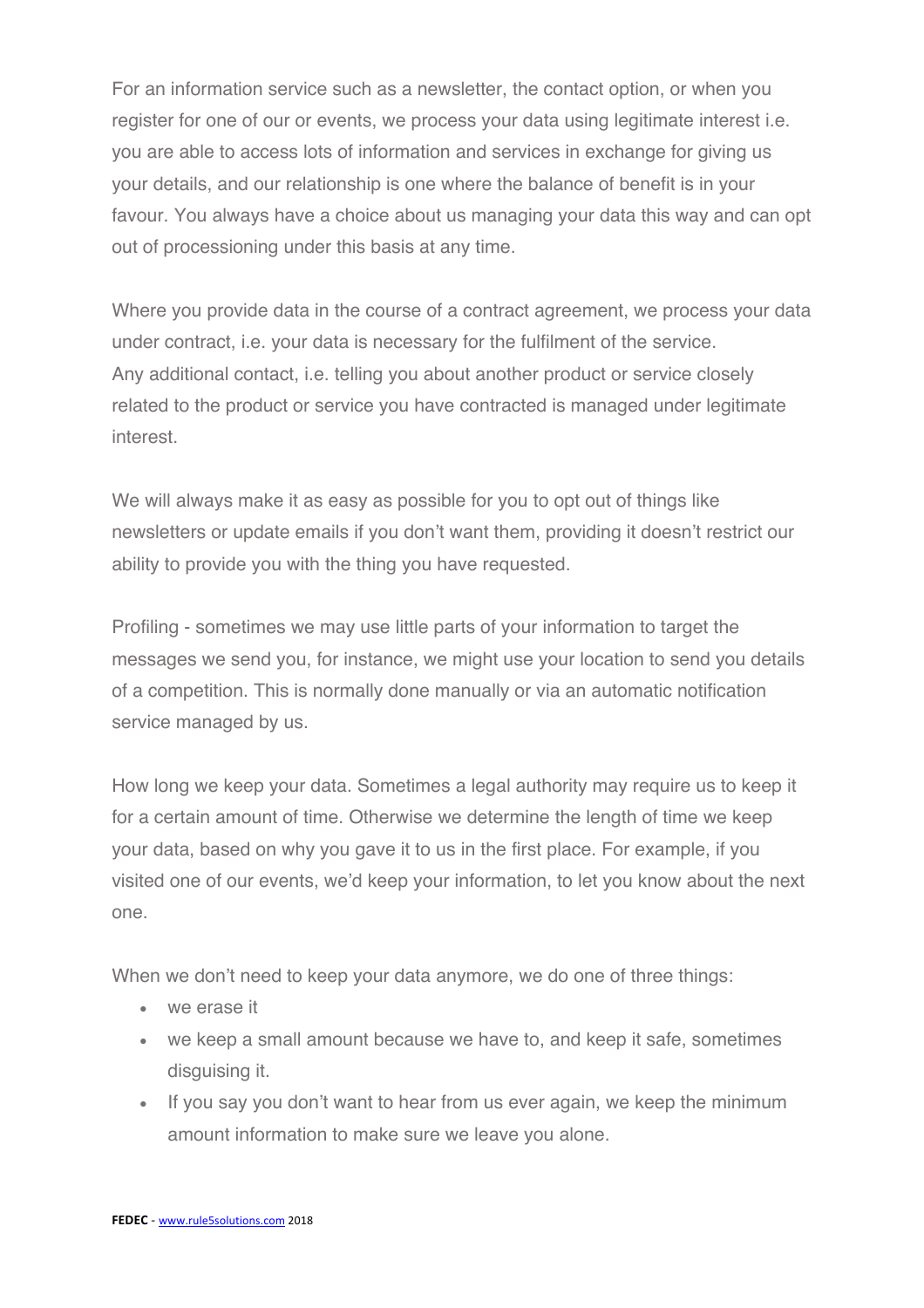For an information service such as a newsletter, the contact option, or when you register for one of our or events, we process your data using legitimate interest i.e. you are able to access lots of information and services in exchange for giving us your details, and our relationship is one where the balance of benefit is in your favour. You always have a choice about us managing your data this way and can opt out of processioning under this basis at any time.

Where you provide data in the course of a contract agreement, we process your data under contract, i.e. your data is necessary for the fulfilment of the service.
Any additional contact, i.e. telling you about another product or service closely related to the product or service you have contracted is managed under legitimate interest.

We will always make it as easy as possible for you to opt out of things like newsletters or update emails if you don't want them, providing it doesn't restrict our ability to provide you with the thing you have requested.

Profiling - sometimes we may use little parts of your information to target the messages we send you, for instance, we might use your location to send you details of a competition. This is normally done manually or via an automatic notification service managed by us.

How long we keep your data. Sometimes a legal authority may require us to keep it for a certain amount of time. Otherwise we determine the length of time we keep your data, based on why you gave it to us in the first place. For example, if you visited one of our events, we'd keep your information, to let you know about the next one.

When we don't need to keep your data anymore, we do one of three things:

- we erase it
- we keep a small amount because we have to, and keep it safe, sometimes disguising it.
- If you say you don't want to hear from us ever again, we keep the minimum amount information to make sure we leave you alone.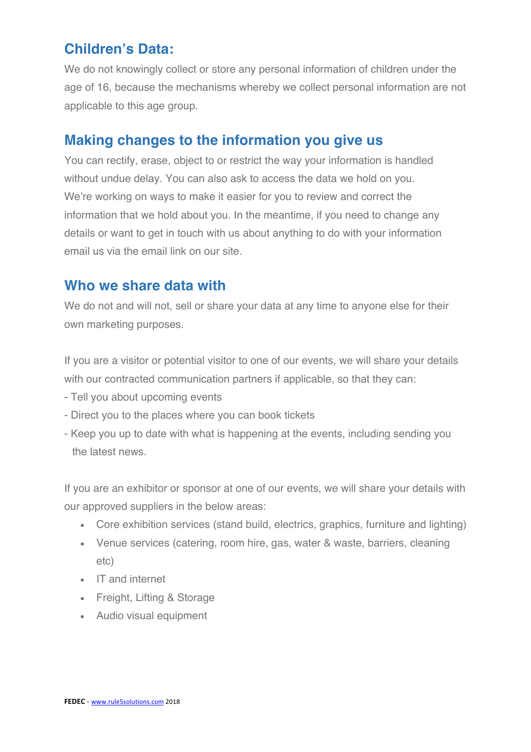## Children's Data:

We do not knowingly collect or store any personal information of children under the age of 16, because the mechanisms whereby we collect personal information are not applicable to this age group.

## Making changes to the information you give us

You can rectify, erase, object to or restrict the way your information is handled without undue delay. You can also ask to access the data we hold on you. We're working on ways to make it easier for you to review and correct the information that we hold about you. In the meantime, if you need to change any details or want to get in touch with us about anything to do with your information email us via the email link on our site.

## Who we share data with

We do not and will not, sell or share your data at any time to anyone else for their own marketing purposes.

If you are a visitor or potential visitor to one of our events, we will share your details with our contracted communication partners if applicable, so that they can:

- Tell you about upcoming events
- Direct you to the places where you can book tickets
- Keep you up to date with what is happening at the events, including sending you the latest news.

If you are an exhibitor or sponsor at one of our events, we will share your details with our approved suppliers in the below areas:

- Core exhibition services (stand build, electrics, graphics, furniture and lighting)
- Venue services (catering, room hire, gas, water & waste, barriers, cleaning etc)
- IT and internet
- Freight, Lifting & Storage
- Audio visual equipment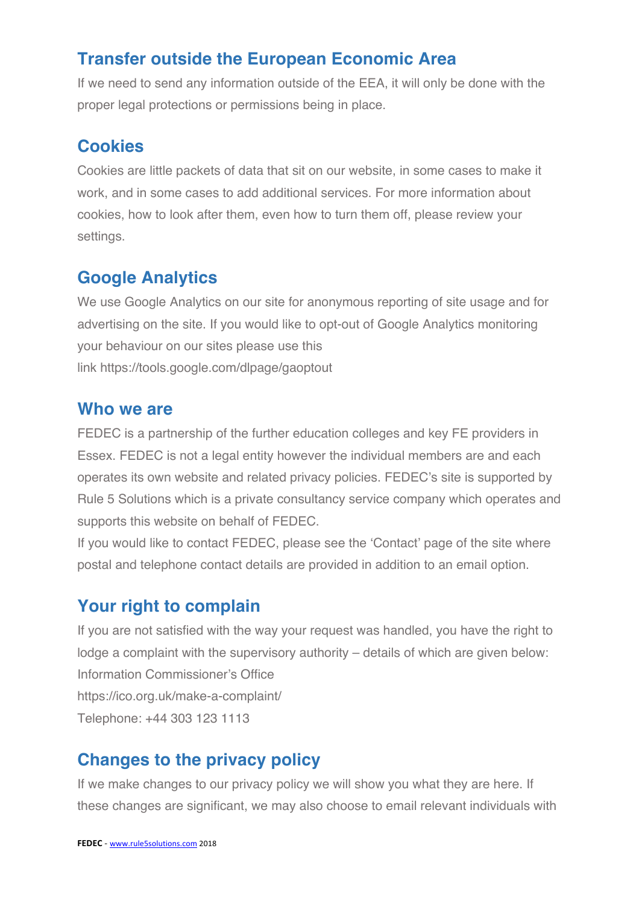## Transfer outside the European Economic Area

If we need to send any information outside of the EEA, it will only be done with the proper legal protections or permissions being in place.

## Cookies

Cookies are little packets of data that sit on our website, in some cases to make it work, and in some cases to add additional services. For more information about cookies, how to look after them, even how to turn them off, please review your settings.

## Google Analytics

We use Google Analytics on our site for anonymous reporting of site usage and for advertising on the site. If you would like to opt-out of Google Analytics monitoring your behaviour on our sites please use this link https://tools.google.com/dlpage/gaoptout

## Who we are

FEDEC is a partnership of the further education colleges and key FE providers in Essex. FEDEC is not a legal entity however the individual members are and each operates its own website and related privacy policies. FEDEC's site is supported by Rule 5 Solutions which is a private consultancy service company which operates and supports this website on behalf of FEDEC.

If you would like to contact FEDEC, please see the 'Contact' page of the site where postal and telephone contact details are provided in addition to an email option.

## Your right to complain

If you are not satisfied with the way your request was handled, you have the right to lodge a complaint with the supervisory authority – details of which are given below:

Information Commissioner's Office

https://ico.org.uk/make-a-complaint/

Telephone: +44 303 123 1113

## Changes to the privacy policy

If we make changes to our privacy policy we will show you what they are here. If these changes are significant, we may also choose to email relevant individuals with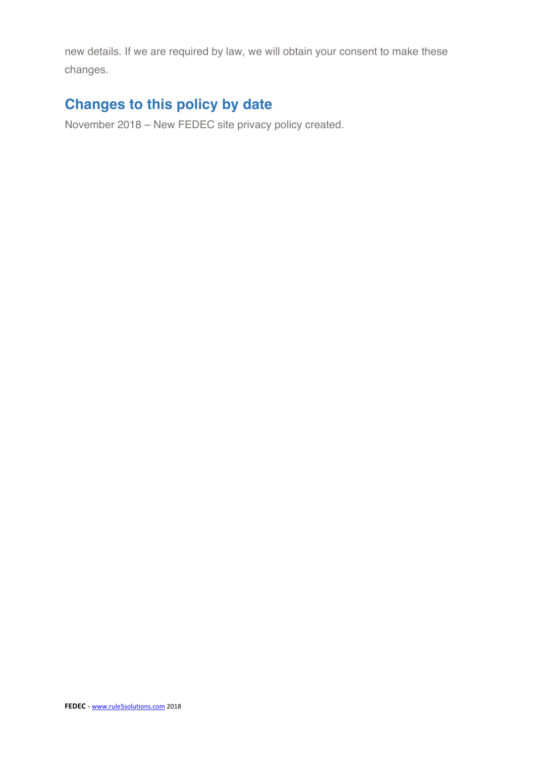new details. If we are required by law, we will obtain your consent to make these changes.

## Changes to this policy by date

November 2018 – New FEDEC site privacy policy created.